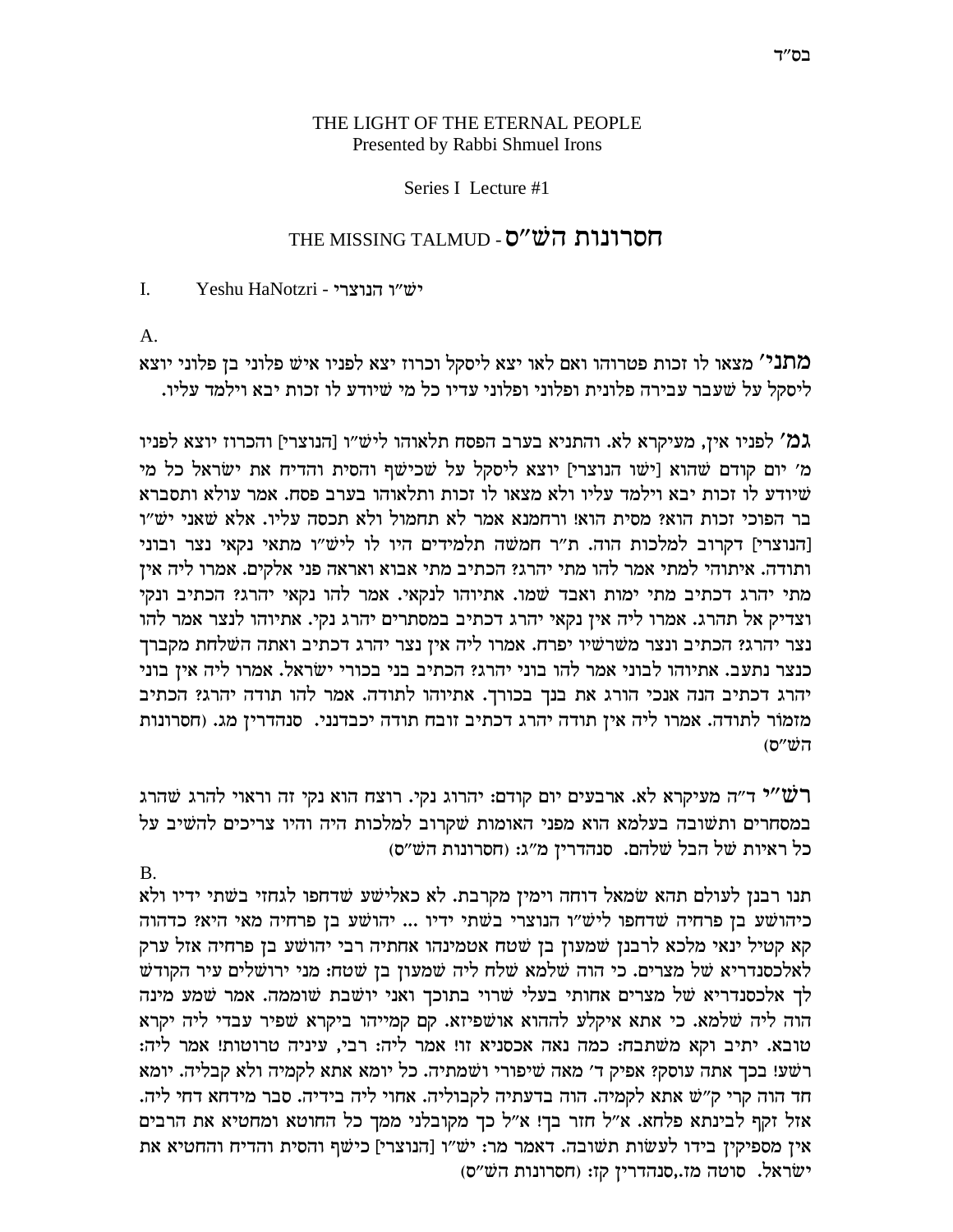בס"ד

THE LIGHT OF THE ETERNAL PEOPLE
Presented by Rabbi Shmuel Irons

Series I Lecture #1

# THE MISSING TALMUD - חסרונות הש"ס

## I. Yeshu HaNotzri - יש"ו הנוצרי

A.

**מתני'** מצאו לו זכות פטרוהו ואם לאו יצא ליסקל וכרוז יצא לפניו איש פלוני בן פלוני יוצא ליסקל על שעבר עבירה פלונית ופלוני ופלוני עדיו כל מי שיודע לו זכות יבא וילמד עליו.

**גמ'** לפניו אין, מעיקרא לא. והתניא בערב הפסח תלאוהו ליש"ו [הנוצרי] והכרוז יוצא לפניו מ' יום קודם שהוא [ישו הנוצרי] יוצא ליסקל על שכישף והסית והדיח את ישראל כל מי שיודע לו זכות יבא וילמד עליו ולא מצאו לו זכות ותלאוהו בערב פסח. אמר עולא ותסברא בר הפוכי זכות הוא? מסית הוא! ורחמנא אמר לא תחמול ולא תכסה עליו. אלא שאני יש"ו [הנוצרי] דקרוב למלכות הוה. ת"ר חמשה תלמידים היו לו ליש"ו מתאי נקאי נצר ובוני ותודה. איתוהי למתי אמר להו מתי יהרג? הכתיב מתי אבוא ואראה פני אלקים. אמרו ליה אין מתי יהרג דכתיב מתי ימות ואבד שמו. אתיוהו לנקאי. אמר להו נקאי יהרג? הכתיב ונקי וצדיק אל תהרג. אמרו ליה אין נקאי יהרג דכתיב במסתרים יהרג נקי. אתיוהו לנצר אמר להו נצר יהרג? הכתיב ונצר משרשיו יפרח. אמרו ליה אין נצר יהרג דכתיב ואתה השלחת מקברך כנצר נתעב. אתיוהו לבוני אמר להו בוני יהרג? הכתיב בני בכורי ישראל. אמרו ליה אין בוני יהרג דכתיב הנה אנכי הורג את בנך בכורך. אתיוהו לתודה. אמר להו תודה יהרג? הכתיב מזמור לתודה. אמרו ליה אין תודה יהרג דכתיב זובח תודה יכבדנני. סנהדרין מג. (חסרונות הש"ס)

**רש"י** ד"ה מעיקרא לא. ארבעים יום קודם: יהרוג נקי. רוצח הוא נקי זה וראוי להרג שהרג במסחרים ותשובה בעלמא הוא מפני האומות שקרוב למלכות היה והיו צריכים להשיב על כל ראיות של הבל שלהם. סנהדרין מ"ג: (חסרונות הש"ס)

B.

תנו רבנן לעולם תהא שמאל דוחה וימין מקרבת. לא כאלישע שדחפו לגחזי בשתי ידיו ולא כיהושע בן פרחיה שדחפו ליש"ו הנוצרי בשתי ידיו ... יהושע בן פרחיה מאי היא? כדהוה קא קטיל ינאי מלכא לרבנן שמעון בן שטח אטמינהו אחתיה רבי יהושע בן פרחיה אזל ערק לאלכסנדריא של מצרים. כי הוה שלמא שלח ליה שמעון בן שטח: מני ירושלים עיר הקודש לך אלכסנדריא של מצרים אחותי בעלי שרוי בתוכך ואני יושבת שוממה. אמר שמע מינה הוה ליה שלמא. כי אתא איקלע לההוא אושפיזא. קם קמייהו ביקרא שפיר עבדי ליה יקרא טובא. יתיב וקא משתבח: כמה נאה אכסניא זו! אמר ליה: רבי, עיניה טרוטות! אמר ליה: רשע! בכך אתה עוסק? אפיק ד' מאה שיפורי ושמתיה. כל יומא אתא לקמיה ולא קבליה. יומא חד הוה קרי ק"ש אתא לקמיה. הוה בדעתיה לקבוליה. אחוי ליה בידיה. סבר מידחא דחי ליה. אזל זקף לבינתא פלחא. א"ל חזר בך! א"ל כך מקובלני ממך כל החוטא ומחטיא את הרבים אין מספיקין בידו לעשות תשובה. דאמר מר: יש"ו [הנוצרי] כישף והסית והדיח והחטיא את ישראל. סוטה מז.,סנהדרין קז: (חסרונות הש"ס)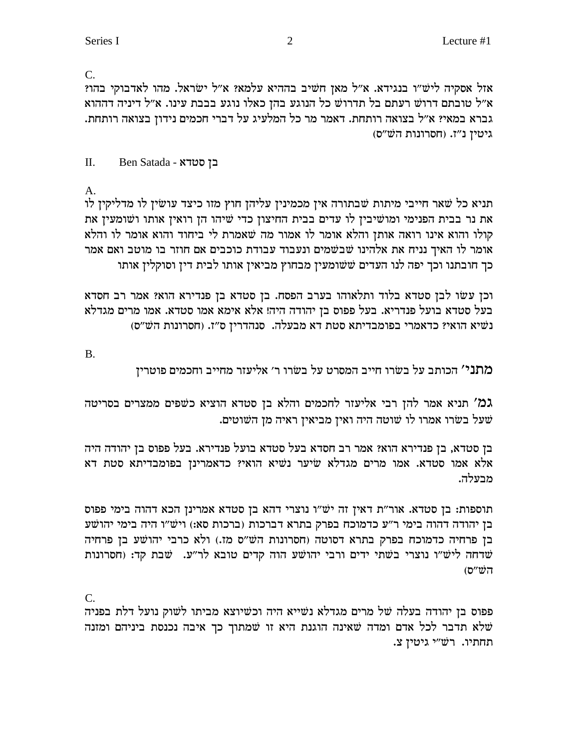C.

אזל אסקיה לישו"ו בנגידא. א"ל מאן חשיב בההיא עלמא? א"ל ישראל. מהו לאדבוקי בהו? א"ל טובתם דרוש רעתם בל תדרוש כל הנוגע בהן כאלו נוגע בבבת עינו. א"ל דיניה דההוא גברא במאי? א"ל בצואה רותחת. דאמר מר כל המלעיג על דברי חכמים נידון בצואה רותחת. גיטין נ"ז. (חסרונות הש"ס)

## II. Ben Satada - בן סטדא

A.

תניא כל שאר חייבי מיתות שבתורה אין מכמינין עליהן חוץ מזו כיצד עושין לו מדליקין לו את נר בבית הפנימי ומושיבין לו עדים בבית החיצון כדי שיהו הן רואין אותו ושומעין את קולו והוא אינו רואה אותן והלא אומר לו אמור מה שאמרת לי ביחוד והוא אומר לו והלא אומר לו האיך נניח את אלהינו שבשמים ונעבוד עבודת כוכבים אם חוזר בו מוטב ואם אמר כך חובתנו וכך יפה לנו העדים ששומעין מבחוץ מביאין אותו לבית דין וסוקלין אותו

וכן עשו לבן סטדא בלוד ותלאוהו בערב הפסח. בן סטדא בן פנדירא הוא? אמר רב חסדא בעל סטדא בועל פנדריא. בעל פפוס בן יהודה היה! אלא אימא אמו סטדא. אמו מרים מגדלא נשיא הואי? כדאמרי בפומבדיתא סטת דא מבעלה. סנהדרין ס"ז. (חסרונות הש"ס)

B.

**מתני'** הכותב על בשרו חייב המסרט על בשרו ר' אליעזר מחייב וחכמים פוטרין

**גמ'** תניא אמר להן רבי אליעזר לחכמים והלא בן סטדא הוציא כשפים ממצרים בסריטה שעל בשרו אמרו לו שוטה היה ואין מביאין ראיה מן השוטים.

בן סטדא, בן פנדירא הוא? אמר רב חסדא בעל סטדא בועל פנדירא. בעל פפוס בן יהודה היה אלא אמו סטדא. אמו מרים מגדלא שיער נשיא הואי? כדאמרינן בפומבדיתא סטת דא מבעלה.

תוספות: בן סטדא. אור"ת דאין זה ישו"ו נוצרי דהא בן סטדא אמרינן הכא דהוה בימי פפוס בן יהודה דהוה בימי ר"ע כדמוכח בפרק בתרא דברכות (ברכות סא:) וישו"ו היה בימי יהושע בן פרחיה כדמוכח בפרק בתרא דסוטה (חסרונות הש"ס מז.) ולא כרבי יהושע בן פרחיה שדחה לישו"ו נוצרי בשתי ידים ורבי יהושע טובא הוה קדים לר"ע. שבת קד: (חסרונות הש"ס)

C.

פפוס בן יהודה בעלה של מרים מגדלא נשייא היה וכשיוצא מביתו לשוק נועל דלת בפניה שלא תדבר לכל אדם ומדה שאינה הוגנת היא זו שמתוך כך איבה נכנסת ביניהם ומזנה תחתיו. רש"י גיטין צ.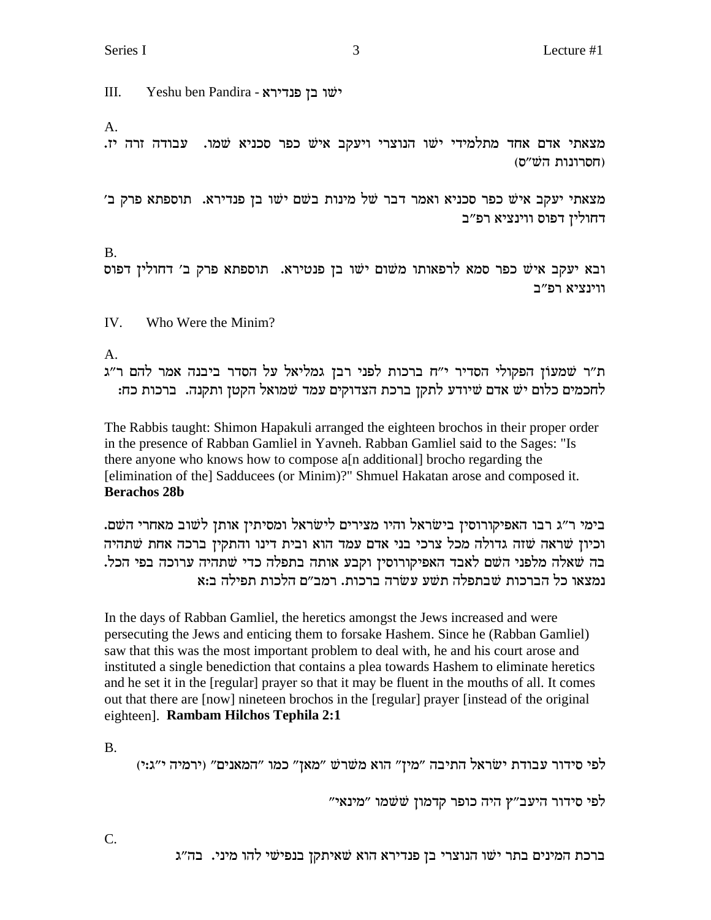## III. Yeshu ben Pandira - ישו בן פנדירא

A.

מצאתי אדם אחד מתלמידי ישו הנוצרי ויעקב איש כפר סכניא שמו. עבודה זרה יז. (חסרונות הש"ס)

מצאתי יעקב איש כפר סכניא ואמר דבר של מינות בשם ישו בן פנדירא. תוספתא פרק ב' דחולין דפוס ווינציא רפ"ב

B.

ובא יעקב איש כפר סמא לרפאותו משום ישו בן פנטירא. תוספתא פרק ב' דחולין דפוס ווינציא רפ"ב

## IV. Who Were the Minim?

A.

ת"ר שמעון הפקולי הסדיר י"ח ברכות לפני רבן גמליאל על הסדר ביבנה אמר להם ר"ג לחכמים כלום יש אדם שיודע לתקן ברכת הצדוקים עמד שמואל הקטן ותקנה. ברכות כח:

The Rabbis taught: Shimon Hapakuli arranged the eighteen brochos in their proper order in the presence of Rabban Gamliel in Yavneh. Rabban Gamliel said to the Sages: "Is there anyone who knows how to compose a[n additional] brocho regarding the [elimination of the] Sadducees (or Minim)?" Shmuel Hakatan arose and composed it. **Berachos 28b**

בימי ר"ג רבו האפיקורוסין בישראל והיו מצירים לישראל ומסיתין אותן לשוב מאחרי השם. וכיון שראה שזה גדולה מכל צרכי בני אדם עמד הוא ובית דינו והתקין ברכה אחת שתהיה בה שאלה מלפני השם לאבד האפיקורוסין וקבע אותה בתפלה כדי שתהיה ערוכה בפי הכל. נמצאו כל הברכות שבתפלה תשע עשרה ברכות. רמב"ם הלכות תפילה ב:א

In the days of Rabban Gamliel, the heretics amongst the Jews increased and were persecuting the Jews and enticing them to forsake Hashem. Since he (Rabban Gamliel) saw that this was the most important problem to deal with, he and his court arose and instituted a single benediction that contains a plea towards Hashem to eliminate heretics and he set it in the [regular] prayer so that it may be fluent in the mouths of all. It comes out that there are [now] nineteen brochos in the [regular] prayer [instead of the original eighteen]. **Rambam Hilchos Tephila 2:1**

B.

לפי סידור עבודת ישראל התיבה "מין" הוא משרש "מאן" כמו "המאנים" (ירמיה י"ג:י)

לפי סידור היעב"ץ היה כופר קדמון ששמו "מינאי"

C.

ברכת המינים בתר ישו הנוצרי בן פנדירא הוא שאיתקן בנפישי להו מיני. בה"ג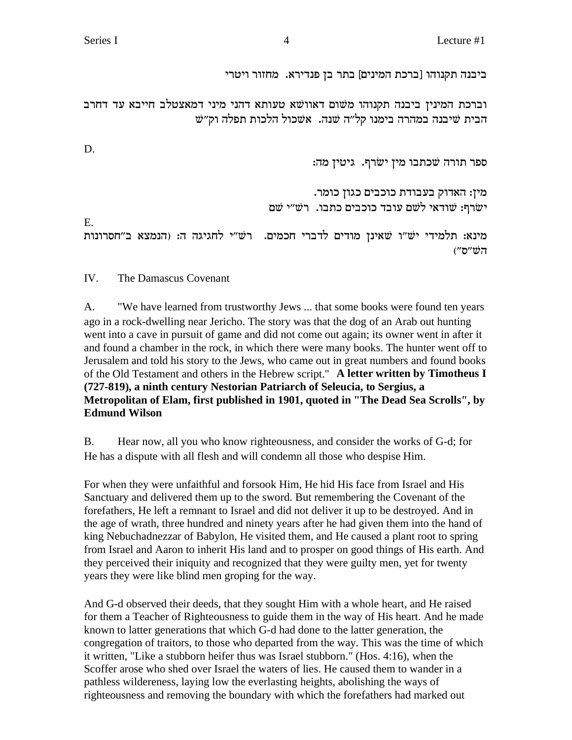ביבנה תקנוהו [ברכת המינים] בתר בן פנדירא. מחזור ויטרי

וברכת המינין ביבנה תקנוהו משום דאוושא טעותא דהני מיני דמאצטלב חייבא עד דחרב הבית שיבנה במהרה בימנו קל"ה שנה. אשכול הלכות תפלה וק"ש

D.

ספר תורה שכתבו מין ישרף. גיטין מה:

מין: האדוק בעבודת כוכבים כגון כומר.
ישרף: שודאי לשם עובד כוכבים כתבו. רש"י שם

E.

מינא: תלמידי ישו"ו שאינן מודים לדברי חכמים. רש"י לחגיגה ה: (הנמצא ב"חסרונות הש"ס")

IV. The Damascus Covenant

A. "We have learned from trustworthy Jews ... that some books were found ten years ago in a rock-dwelling near Jericho. The story was that the dog of an Arab out hunting went into a cave in pursuit of game and did not come out again; its owner went in after it and found a chamber in the rock, in which there were many books. The hunter went off to Jerusalem and told his story to the Jews, who came out in great numbers and found books of the Old Testament and others in the Hebrew script." **A letter written by Timotheus I (727-819), a ninth century Nestorian Patriarch of Seleucia, to Sergius, a Metropolitan of Elam, first published in 1901, quoted in "The Dead Sea Scrolls", by Edmund Wilson**

B. Hear now, all you who know righteousness, and consider the works of G-d; for He has a dispute with all flesh and will condemn all those who despise Him.

For when they were unfaithful and forsook Him, He hid His face from Israel and His Sanctuary and delivered them up to the sword. But remembering the Covenant of the forefathers, He left a remnant to Israel and did not deliver it up to be destroyed. And in the age of wrath, three hundred and ninety years after he had given them into the hand of king Nebuchadnezzar of Babylon, He visited them, and He caused a plant root to spring from Israel and Aaron to inherit His land and to prosper on good things of His earth. And they perceived their iniquity and recognized that they were guilty men, yet for twenty years they were like blind men groping for the way.

And G-d observed their deeds, that they sought Him with a whole heart, and He raised for them a Teacher of Righteousness to guide them in the way of His heart. And he made known to latter generations that which G-d had done to the latter generation, the congregation of traitors, to those who departed from the way. This was the time of which it written, "Like a stubborn heifer thus was Israel stubborn." (Hos. 4:16), when the Scoffer arose who shed over Israel the waters of lies. He caused them to wander in a pathless wildereness, laying low the everlasting heights, abolishing the ways of righteousness and removing the boundary with which the forefathers had marked out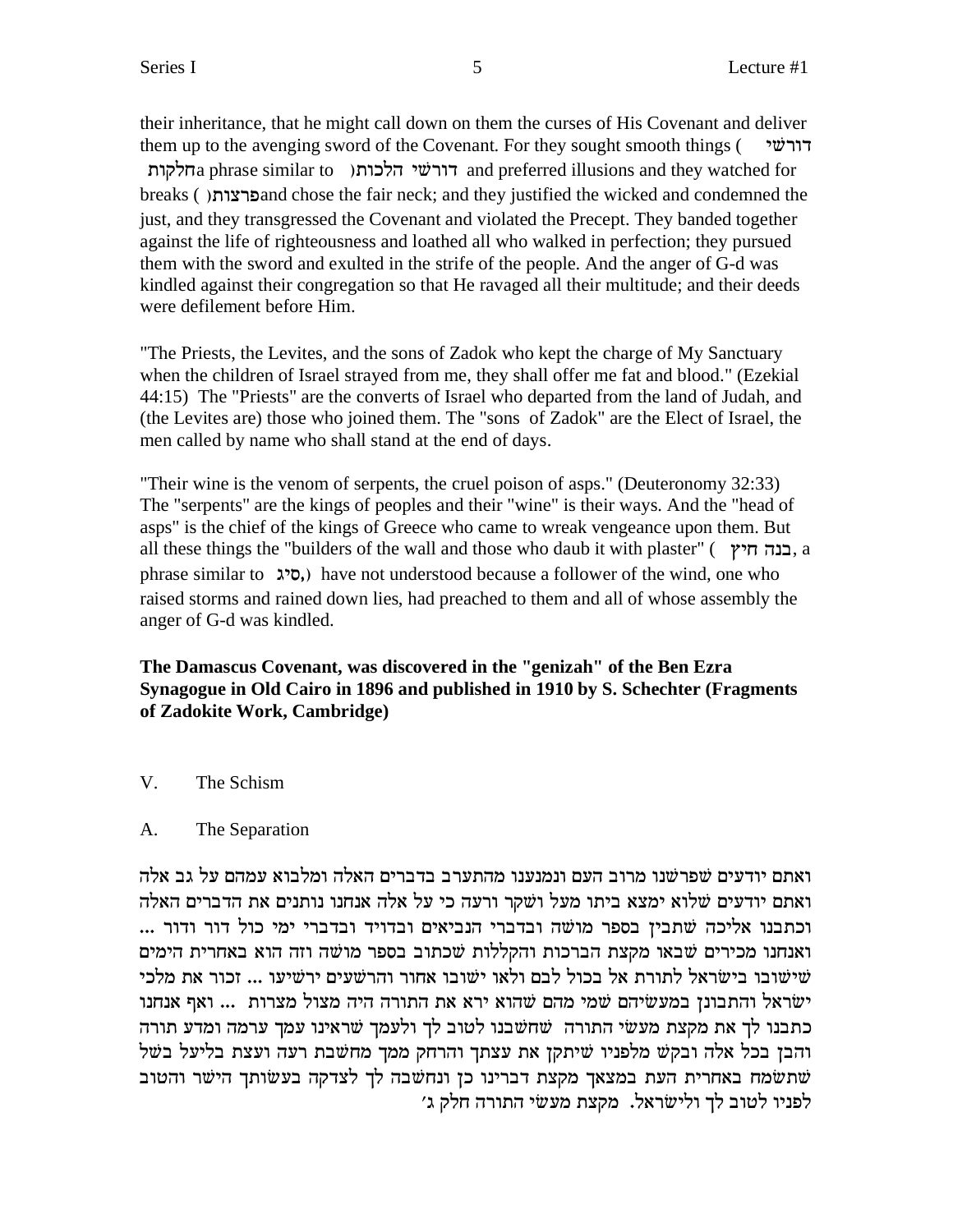their inheritance, that he might call down on them the curses of His Covenant and deliver them up to the avenging sword of the Covenant. For they sought smooth things ( דורשי חלקות a phrase similar to דורשי הלכות) and preferred illusions and they watched for breaks ( פרצות) and chose the fair neck; and they justified the wicked and condemned the just, and they transgressed the Covenant and violated the Precept. They banded together against the life of righteousness and loathed all who walked in perfection; they pursued them with the sword and exulted in the strife of the people. And the anger of G-d was kindled against their congregation so that He ravaged all their multitude; and their deeds were defilement before Him.

"The Priests, the Levites, and the sons of Zadok who kept the charge of My Sanctuary when the children of Israel strayed from me, they shall offer me fat and blood." (Ezekial 44:15) The "Priests" are the converts of Israel who departed from the land of Judah, and (the Levites are) those who joined them. The "sons of Zadok" are the Elect of Israel, the men called by name who shall stand at the end of days.

"Their wine is the venom of serpents, the cruel poison of asps." (Deuteronomy 32:33) The "serpents" are the kings of peoples and their "wine" is their ways. And the "head of asps" is the chief of the kings of Greece who came to wreak vengeance upon them. But all these things the "builders of the wall and those who daub it with plaster" ( בנה חיץ, a phrase similar to סיג,) have not understood because a follower of the wind, one who raised storms and rained down lies, had preached to them and all of whose assembly the anger of G-d was kindled.

**The Damascus Covenant, was discovered in the "genizah" of the Ben Ezra Synagogue in Old Cairo in 1896 and published in 1910 by S. Schechter (Fragments of Zadokite Work, Cambridge)**

V. The Schism

A. The Separation

ואתם יודעים שפרשנו מרוב העם ונמנענו מהתערב בדברים האלה ומלבוא עמהם על גב אלה ואתם יודעים שלוא ימצא ביתו מעל ושקר ורעה כי על אלה אנחנו נותנים את הדברים האלה וכתבנו אליכה שתבין בספר מושה ובדברי הנביאים ובדויד ובדברי ימי כול דור ודור ... ואנחנו מכירים שבאו מקצת הברכות והקללות שכתוב בספר מושה וזה הוא באחרית הימים שישובו בישראל לתורת אל בכול לבם ולאו ישובו אחור והרשעים ירשיעו ... זכור את מלכי ישראל והתבונן במעשיהם שמי מהם שהוא ירא את התורה היה מצול מצרות ... ואף אנחנו כתבנו לך את מקצת מעשי התורה שחשבנו לטוב לך ולעמך שראינו עמך ערמה ומדע תורה והבן בכל אלה ובקש מלפניו שיתקן את עצתך והרחק ממך מחשבת רעה ועצת בליעל בשל שתשמח באחרית העת במצאך מקצת דברינו כן ונחשבה לך לצדקה בעשותך הישר והטוב לפניו לטוב לך ולישראל. מקצת מעשי התורה חלק ג׳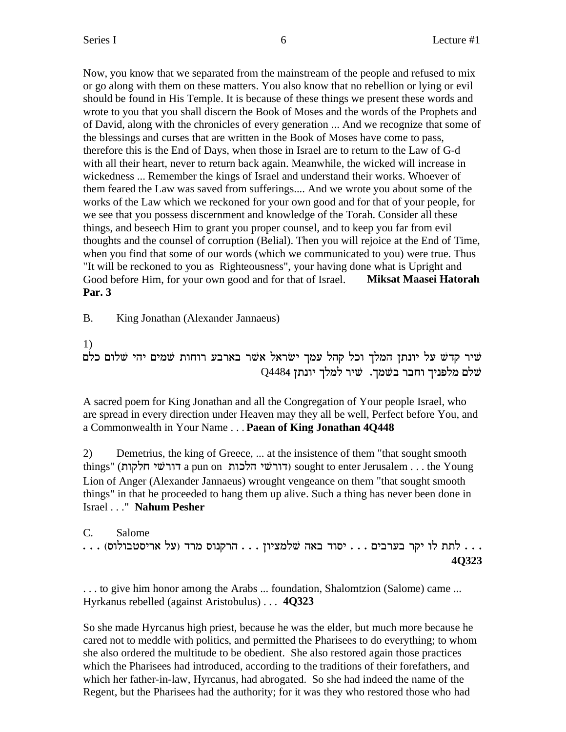Now, you know that we separated from the mainstream of the people and refused to mix or go along with them on these matters. You also know that no rebellion or lying or evil should be found in His Temple. It is because of these things we present these words and wrote to you that you shall discern the Book of Moses and the words of the Prophets and of David, along with the chronicles of every generation ... And we recognize that some of the blessings and curses that are written in the Book of Moses have come to pass, therefore this is the End of Days, when those in Israel are to return to the Law of G-d with all their heart, never to return back again. Meanwhile, the wicked will increase in wickedness ... Remember the kings of Israel and understand their works. Whoever of them feared the Law was saved from sufferings.... And we wrote you about some of the works of the Law which we reckoned for your own good and for that of your people, for we see that you possess discernment and knowledge of the Torah. Consider all these things, and beseech Him to grant you proper counsel, and to keep you far from evil thoughts and the counsel of corruption (Belial). Then you will rejoice at the End of Time, when you find that some of our words (which we communicated to you) were true. Thus "It will be reckoned to you as Righteousness", your having done what is Upright and Good before Him, for your own good and for that of Israel. **Miksat Maasei Hatorah Par. 3**

B. King Jonathan (Alexander Jannaeus)

1)

שיר קדש על יונתן המלך וכל קהל עמך ישראל אשר בארבע רוחות שמים יהי שלום כלם שלם מלפניך וחבר בשמך. שיר למלך יונתן Q4484

A sacred poem for King Jonathan and all the Congregation of Your people Israel, who are spread in every direction under Heaven may they all be well, Perfect before You, and a Commonwealth in Your Name . . . **Paean of King Jonathan 4Q448**

2) Demetrius, the king of Greece, ... at the insistence of them "that sought smooth things" (דורשי חלקות a pun on דורשי הלכות) sought to enter Jerusalem . . . the Young Lion of Anger (Alexander Jannaeus) wrought vengeance on them "that sought smooth things" in that he proceeded to hang them up alive. Such a thing has never been done in Israel . . ." **Nahum Pesher**

C. Salome

. . . לתת לו יקר בערבים . . . יסוד באה שלמציון . . . הרקנוס מרד (על אריסטבולוס) . . . **4Q323**

. . . to give him honor among the Arabs ... foundation, Shalomtzion (Salome) came ... Hyrkanus rebelled (against Aristobulus) . . . **4Q323**

So she made Hyrcanus high priest, because he was the elder, but much more because he cared not to meddle with politics, and permitted the Pharisees to do everything; to whom she also ordered the multitude to be obedient. She also restored again those practices which the Pharisees had introduced, according to the traditions of their forefathers, and which her father-in-law, Hyrcanus, had abrogated. So she had indeed the name of the Regent, but the Pharisees had the authority; for it was they who restored those who had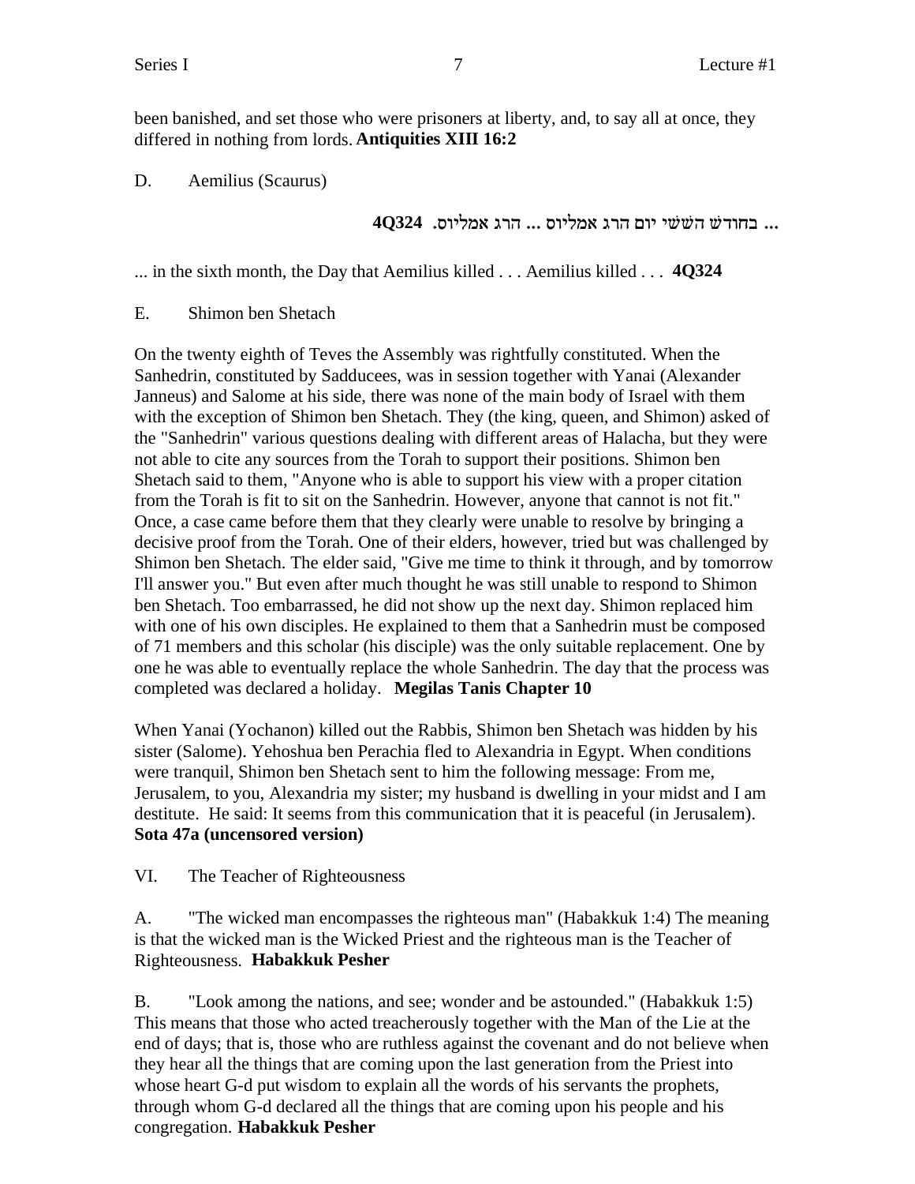been banished, and set those who were prisoners at liberty, and, to say all at once, they differed in nothing from lords. **Antiquities XIII 16:2**

D. Aemilius (Scaurus)

**... בחודש הששי יום הרג אמליוס ... הרג אמליוס. 4Q324**

... in the sixth month, the Day that Aemilius killed . . . Aemilius killed . . . **4Q324**

E. Shimon ben Shetach

On the twenty eighth of Teves the Assembly was rightfully constituted. When the Sanhedrin, constituted by Sadducees, was in session together with Yanai (Alexander Janneus) and Salome at his side, there was none of the main body of Israel with them with the exception of Shimon ben Shetach. They (the king, queen, and Shimon) asked of the "Sanhedrin" various questions dealing with different areas of Halacha, but they were not able to cite any sources from the Torah to support their positions. Shimon ben Shetach said to them, "Anyone who is able to support his view with a proper citation from the Torah is fit to sit on the Sanhedrin. However, anyone that cannot is not fit." Once, a case came before them that they clearly were unable to resolve by bringing a decisive proof from the Torah. One of their elders, however, tried but was challenged by Shimon ben Shetach. The elder said, "Give me time to think it through, and by tomorrow I'll answer you." But even after much thought he was still unable to respond to Shimon ben Shetach. Too embarrassed, he did not show up the next day. Shimon replaced him with one of his own disciples. He explained to them that a Sanhedrin must be composed of 71 members and this scholar (his disciple) was the only suitable replacement. One by one he was able to eventually replace the whole Sanhedrin. The day that the process was completed was declared a holiday. **Megilas Tanis Chapter 10**

When Yanai (Yochanon) killed out the Rabbis, Shimon ben Shetach was hidden by his sister (Salome). Yehoshua ben Perachia fled to Alexandria in Egypt. When conditions were tranquil, Shimon ben Shetach sent to him the following message: From me, Jerusalem, to you, Alexandria my sister; my husband is dwelling in your midst and I am destitute. He said: It seems from this communication that it is peaceful (in Jerusalem). **Sota 47a (uncensored version)**

VI. The Teacher of Righteousness

A. "The wicked man encompasses the righteous man" (Habakkuk 1:4) The meaning is that the wicked man is the Wicked Priest and the righteous man is the Teacher of Righteousness. **Habakkuk Pesher**

B. "Look among the nations, and see; wonder and be astounded." (Habakkuk 1:5) This means that those who acted treacherously together with the Man of the Lie at the end of days; that is, those who are ruthless against the covenant and do not believe when they hear all the things that are coming upon the last generation from the Priest into whose heart G-d put wisdom to explain all the words of his servants the prophets, through whom G-d declared all the things that are coming upon his people and his congregation. **Habakkuk Pesher**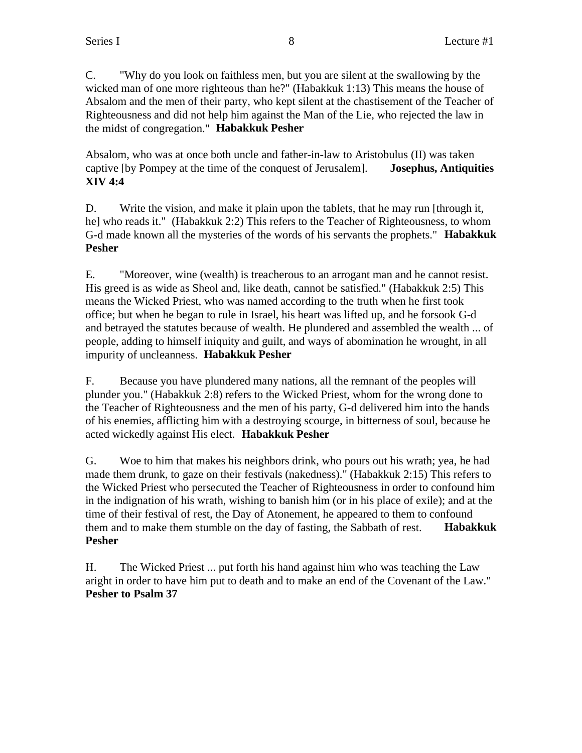C. "Why do you look on faithless men, but you are silent at the swallowing by the wicked man of one more righteous than he?" (Habakkuk 1:13) This means the house of Absalom and the men of their party, who kept silent at the chastisement of the Teacher of Righteousness and did not help him against the Man of the Lie, who rejected the law in the midst of congregation." **Habakkuk Pesher**

Absalom, who was at once both uncle and father-in-law to Aristobulus (II) was taken captive [by Pompey at the time of the conquest of Jerusalem]. **Josephus, Antiquities XIV 4:4**

D. Write the vision, and make it plain upon the tablets, that he may run [through it, he] who reads it." (Habakkuk 2:2) This refers to the Teacher of Righteousness, to whom G-d made known all the mysteries of the words of his servants the prophets." **Habakkuk Pesher**

E. "Moreover, wine (wealth) is treacherous to an arrogant man and he cannot resist. His greed is as wide as Sheol and, like death, cannot be satisfied." (Habakkuk 2:5) This means the Wicked Priest, who was named according to the truth when he first took office; but when he began to rule in Israel, his heart was lifted up, and he forsook G-d and betrayed the statutes because of wealth. He plundered and assembled the wealth ... of people, adding to himself iniquity and guilt, and ways of abomination he wrought, in all impurity of uncleanness. **Habakkuk Pesher**

F. Because you have plundered many nations, all the remnant of the peoples will plunder you." (Habakkuk 2:8) refers to the Wicked Priest, whom for the wrong done to the Teacher of Righteousness and the men of his party, G-d delivered him into the hands of his enemies, afflicting him with a destroying scourge, in bitterness of soul, because he acted wickedly against His elect. **Habakkuk Pesher**

G. Woe to him that makes his neighbors drink, who pours out his wrath; yea, he had made them drunk, to gaze on their festivals (nakedness)." (Habakkuk 2:15) This refers to the Wicked Priest who persecuted the Teacher of Righteousness in order to confound him in the indignation of his wrath, wishing to banish him (or in his place of exile); and at the time of their festival of rest, the Day of Atonement, he appeared to them to confound them and to make them stumble on the day of fasting, the Sabbath of rest. **Habakkuk Pesher**

H. The Wicked Priest ... put forth his hand against him who was teaching the Law aright in order to have him put to death and to make an end of the Covenant of the Law." **Pesher to Psalm 37**